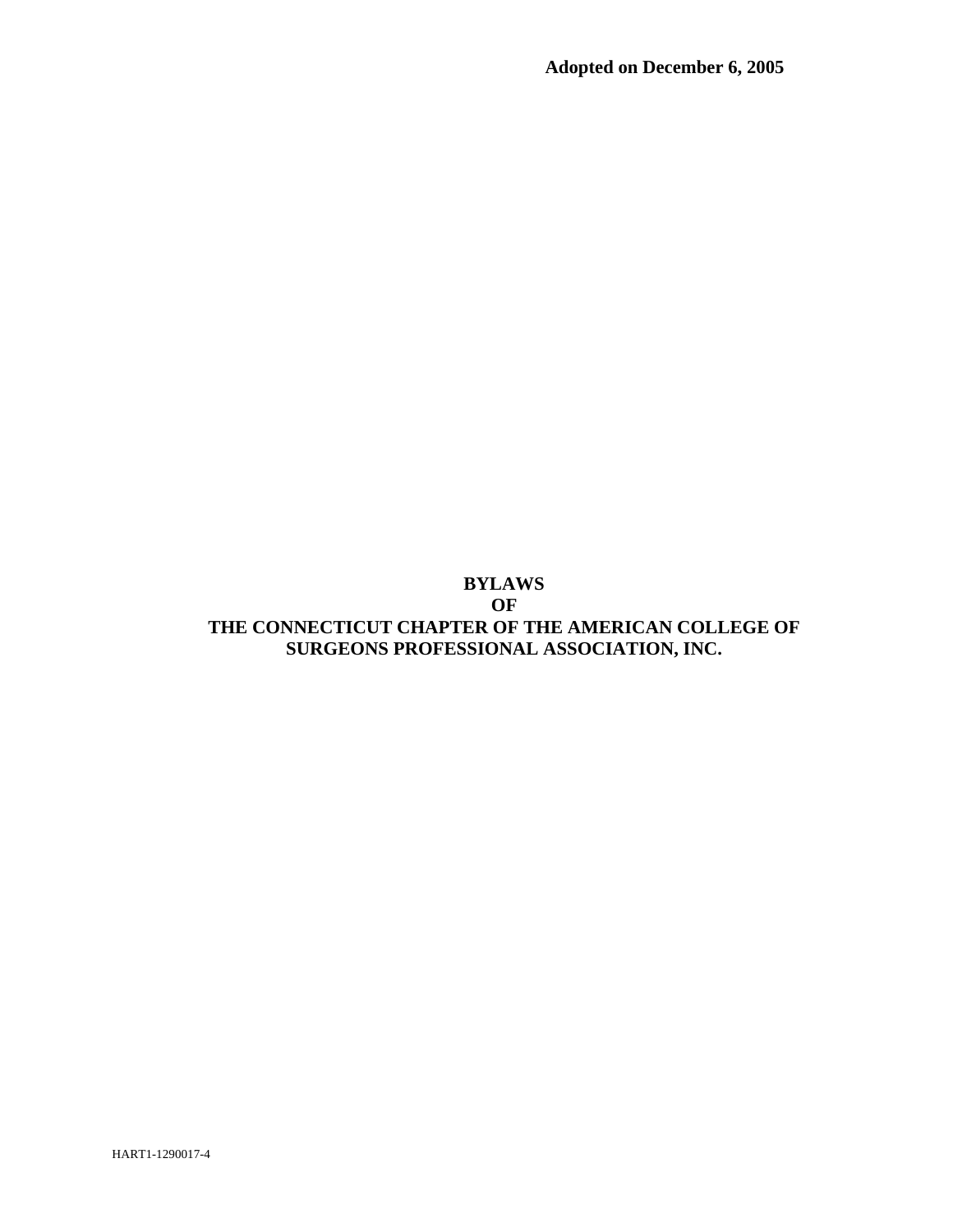**Adopted on December 6, 2005**

# BYLAWS
# OF
# THE CONNECTICUT CHAPTER OF THE AMERICAN COLLEGE OF SURGEONS PROFESSIONAL ASSOCIATION, INC.

HART1-1290017-4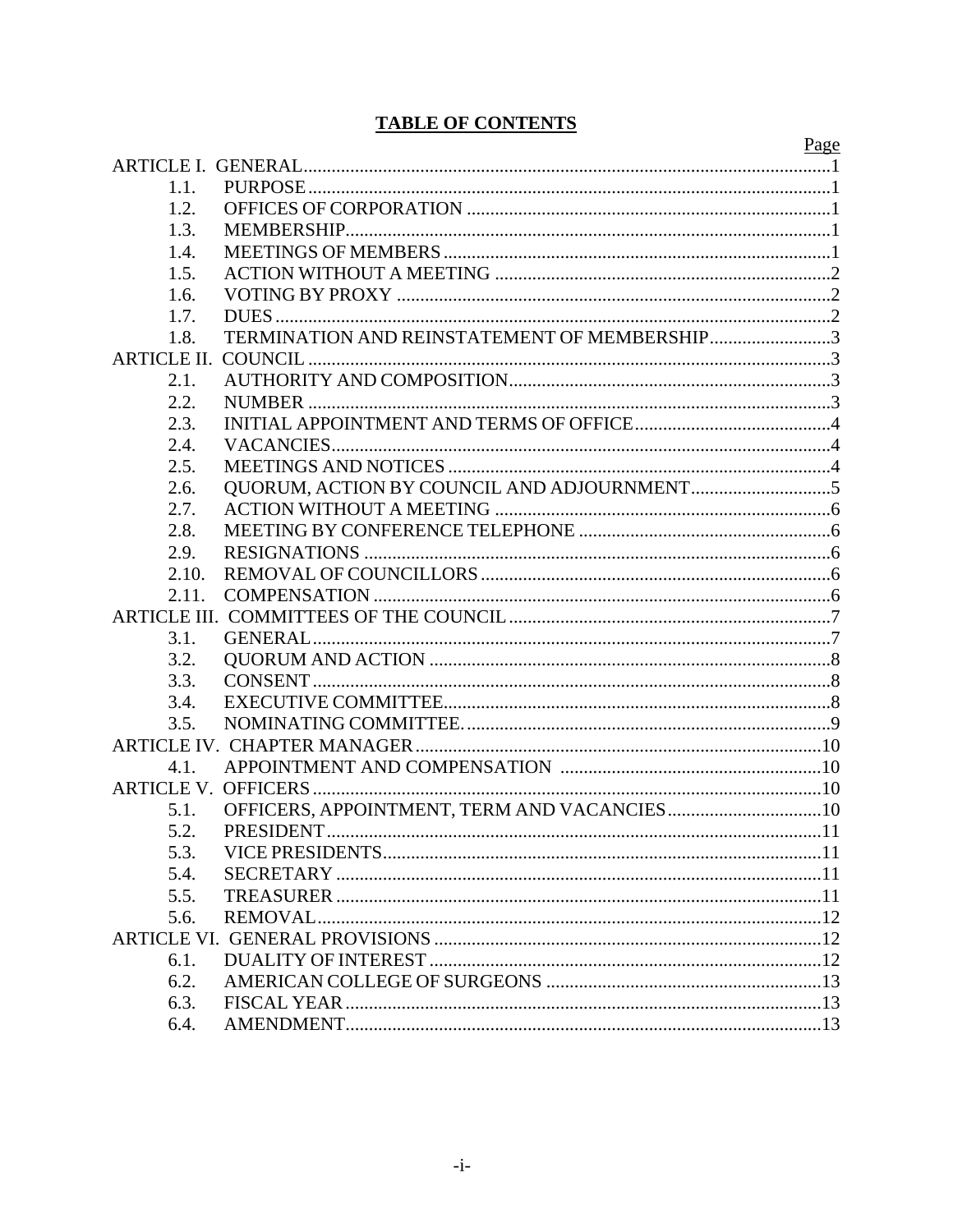## TABLE OF CONTENTS

| | | Page |
|---|---|---|
| ARTICLE I. GENERAL | | 1 |
| 1.1. | PURPOSE | 1 |
| 1.2. | OFFICES OF CORPORATION | 1 |
| 1.3. | MEMBERSHIP | 1 |
| 1.4. | MEETINGS OF MEMBERS | 1 |
| 1.5. | ACTION WITHOUT A MEETING | 2 |
| 1.6. | VOTING BY PROXY | 2 |
| 1.7. | DUES | 2 |
| 1.8. | TERMINATION AND REINSTATEMENT OF MEMBERSHIP | 3 |
| ARTICLE II. COUNCIL | | 3 |
| 2.1. | AUTHORITY AND COMPOSITION | 3 |
| 2.2. | NUMBER | 3 |
| 2.3. | INITIAL APPOINTMENT AND TERMS OF OFFICE | 4 |
| 2.4. | VACANCIES | 4 |
| 2.5. | MEETINGS AND NOTICES | 4 |
| 2.6. | QUORUM, ACTION BY COUNCIL AND ADJOURNMENT | 5 |
| 2.7. | ACTION WITHOUT A MEETING | 6 |
| 2.8. | MEETING BY CONFERENCE TELEPHONE | 6 |
| 2.9. | RESIGNATIONS | 6 |
| 2.10. | REMOVAL OF COUNCILLORS | 6 |
| 2.11. | COMPENSATION | 6 |
| ARTICLE III. COMMITTEES OF THE COUNCIL | | 7 |
| 3.1. | GENERAL | 7 |
| 3.2. | QUORUM AND ACTION | 8 |
| 3.3. | CONSENT | 8 |
| 3.4. | EXECUTIVE COMMITTEE | 8 |
| 3.5. | NOMINATING COMMITTEE. | 9 |
| ARTICLE IV. CHAPTER MANAGER | | 10 |
| 4.1. | APPOINTMENT AND COMPENSATION | 10 |
| ARTICLE V. OFFICERS | | 10 |
| 5.1. | OFFICERS, APPOINTMENT, TERM AND VACANCIES | 10 |
| 5.2. | PRESIDENT | 11 |
| 5.3. | VICE PRESIDENTS | 11 |
| 5.4. | SECRETARY | 11 |
| 5.5. | TREASURER | 11 |
| 5.6. | REMOVAL | 12 |
| ARTICLE VI. GENERAL PROVISIONS | | 12 |
| 6.1. | DUALITY OF INTEREST | 12 |
| 6.2. | AMERICAN COLLEGE OF SURGEONS | 13 |
| 6.3. | FISCAL YEAR | 13 |
| 6.4. | AMENDMENT | 13 |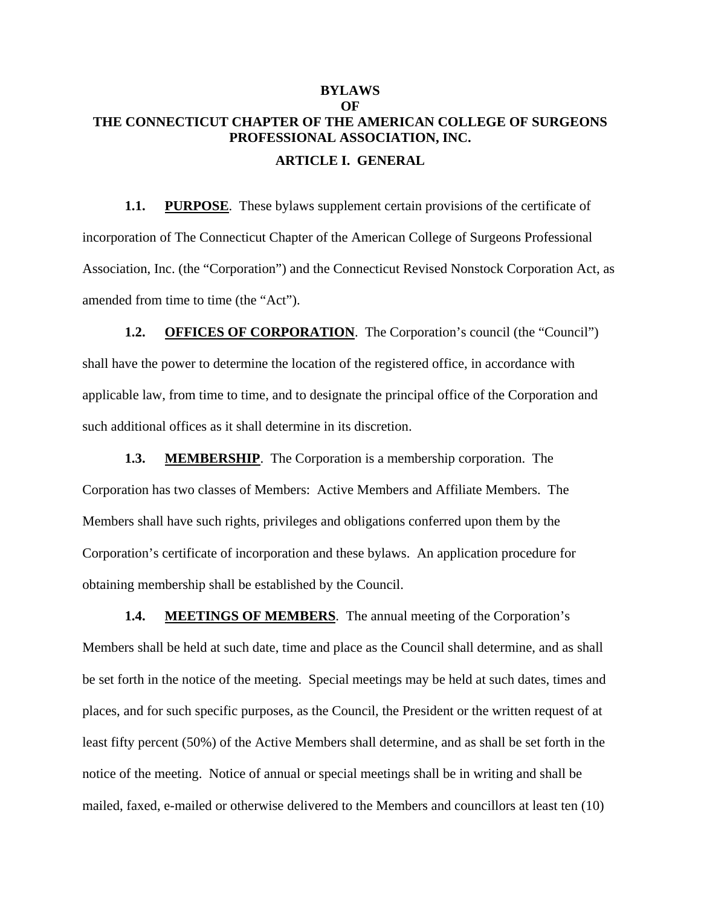# BYLAWS
# OF
# THE CONNECTICUT CHAPTER OF THE AMERICAN COLLEGE OF SURGEONS PROFESSIONAL ASSOCIATION, INC.

## ARTICLE I. GENERAL

**1.1. PURPOSE**. These bylaws supplement certain provisions of the certificate of incorporation of The Connecticut Chapter of the American College of Surgeons Professional Association, Inc. (the "Corporation") and the Connecticut Revised Nonstock Corporation Act, as amended from time to time (the "Act").

**1.2. OFFICES OF CORPORATION**. The Corporation's council (the "Council") shall have the power to determine the location of the registered office, in accordance with applicable law, from time to time, and to designate the principal office of the Corporation and such additional offices as it shall determine in its discretion.

**1.3. MEMBERSHIP**. The Corporation is a membership corporation. The Corporation has two classes of Members: Active Members and Affiliate Members. The Members shall have such rights, privileges and obligations conferred upon them by the Corporation's certificate of incorporation and these bylaws. An application procedure for obtaining membership shall be established by the Council.

**1.4. MEETINGS OF MEMBERS**. The annual meeting of the Corporation's Members shall be held at such date, time and place as the Council shall determine, and as shall be set forth in the notice of the meeting. Special meetings may be held at such dates, times and places, and for such specific purposes, as the Council, the President or the written request of at least fifty percent (50%) of the Active Members shall determine, and as shall be set forth in the notice of the meeting. Notice of annual or special meetings shall be in writing and shall be mailed, faxed, e-mailed or otherwise delivered to the Members and councillors at least ten (10)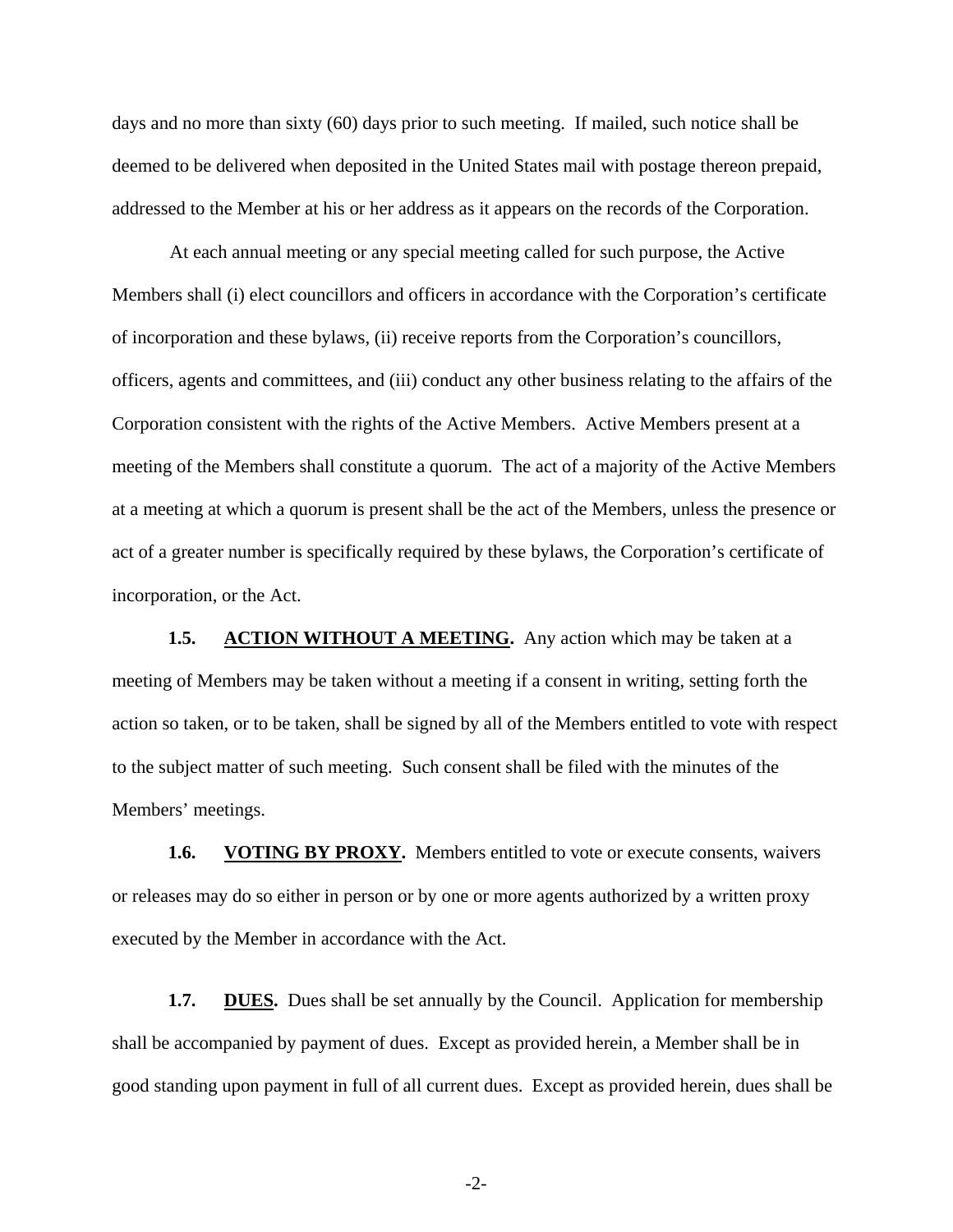days and no more than sixty (60) days prior to such meeting. If mailed, such notice shall be deemed to be delivered when deposited in the United States mail with postage thereon prepaid, addressed to the Member at his or her address as it appears on the records of the Corporation.

At each annual meeting or any special meeting called for such purpose, the Active Members shall (i) elect councillors and officers in accordance with the Corporation's certificate of incorporation and these bylaws, (ii) receive reports from the Corporation's councillors, officers, agents and committees, and (iii) conduct any other business relating to the affairs of the Corporation consistent with the rights of the Active Members. Active Members present at a meeting of the Members shall constitute a quorum. The act of a majority of the Active Members at a meeting at which a quorum is present shall be the act of the Members, unless the presence or act of a greater number is specifically required by these bylaws, the Corporation's certificate of incorporation, or the Act.

**1.5. <u>ACTION WITHOUT A MEETING</u>.** Any action which may be taken at a meeting of Members may be taken without a meeting if a consent in writing, setting forth the action so taken, or to be taken, shall be signed by all of the Members entitled to vote with respect to the subject matter of such meeting. Such consent shall be filed with the minutes of the Members' meetings.

**1.6. <u>VOTING BY PROXY</u>.** Members entitled to vote or execute consents, waivers or releases may do so either in person or by one or more agents authorized by a written proxy executed by the Member in accordance with the Act.

**1.7. <u>DUES</u>.** Dues shall be set annually by the Council. Application for membership shall be accompanied by payment of dues. Except as provided herein, a Member shall be in good standing upon payment in full of all current dues. Except as provided herein, dues shall be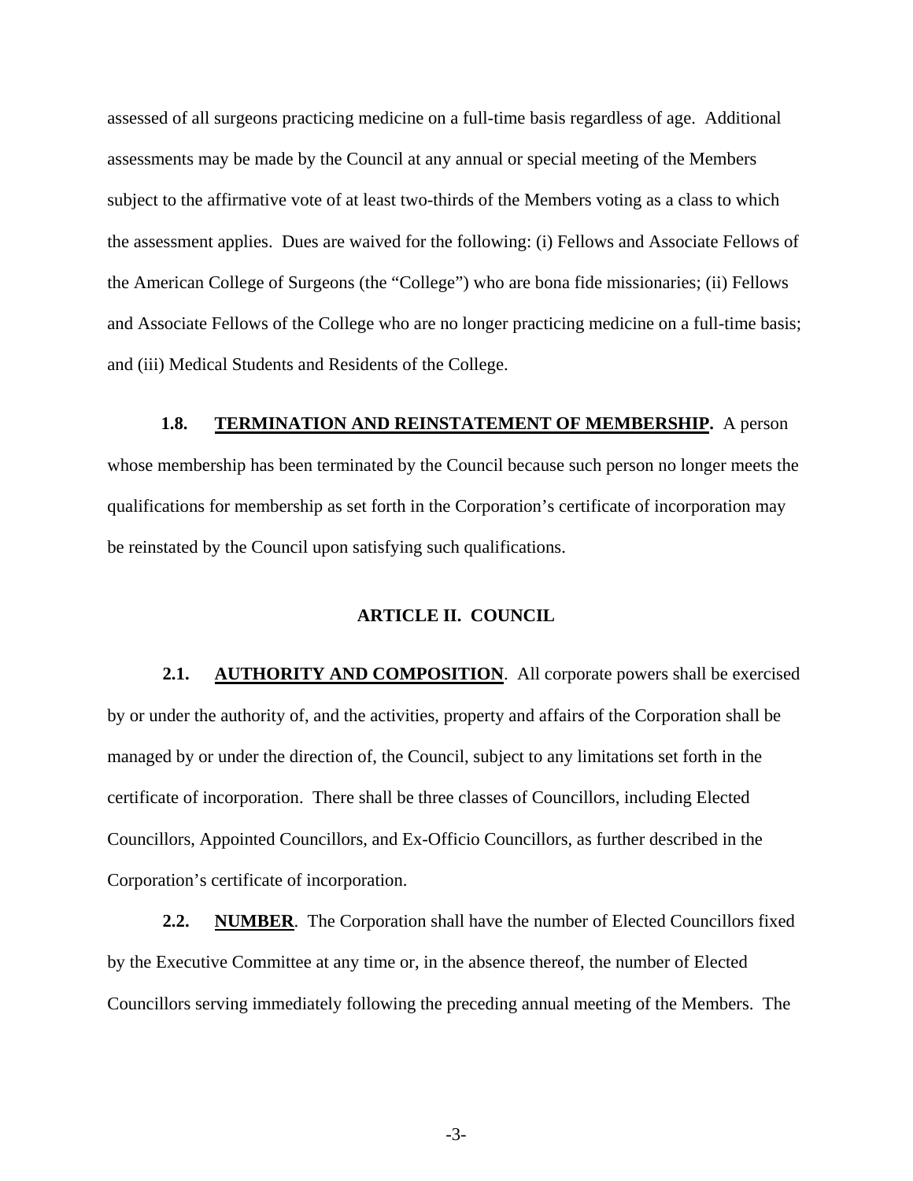assessed of all surgeons practicing medicine on a full-time basis regardless of age. Additional assessments may be made by the Council at any annual or special meeting of the Members subject to the affirmative vote of at least two-thirds of the Members voting as a class to which the assessment applies. Dues are waived for the following: (i) Fellows and Associate Fellows of the American College of Surgeons (the "College") who are bona fide missionaries; (ii) Fellows and Associate Fellows of the College who are no longer practicing medicine on a full-time basis; and (iii) Medical Students and Residents of the College.

**1.8. TERMINATION AND REINSTATEMENT OF MEMBERSHIP.** A person whose membership has been terminated by the Council because such person no longer meets the qualifications for membership as set forth in the Corporation's certificate of incorporation may be reinstated by the Council upon satisfying such qualifications.

## ARTICLE II. COUNCIL

**2.1. AUTHORITY AND COMPOSITION**. All corporate powers shall be exercised by or under the authority of, and the activities, property and affairs of the Corporation shall be managed by or under the direction of, the Council, subject to any limitations set forth in the certificate of incorporation. There shall be three classes of Councillors, including Elected Councillors, Appointed Councillors, and Ex-Officio Councillors, as further described in the Corporation's certificate of incorporation.

**2.2. NUMBER**. The Corporation shall have the number of Elected Councillors fixed by the Executive Committee at any time or, in the absence thereof, the number of Elected Councillors serving immediately following the preceding annual meeting of the Members. The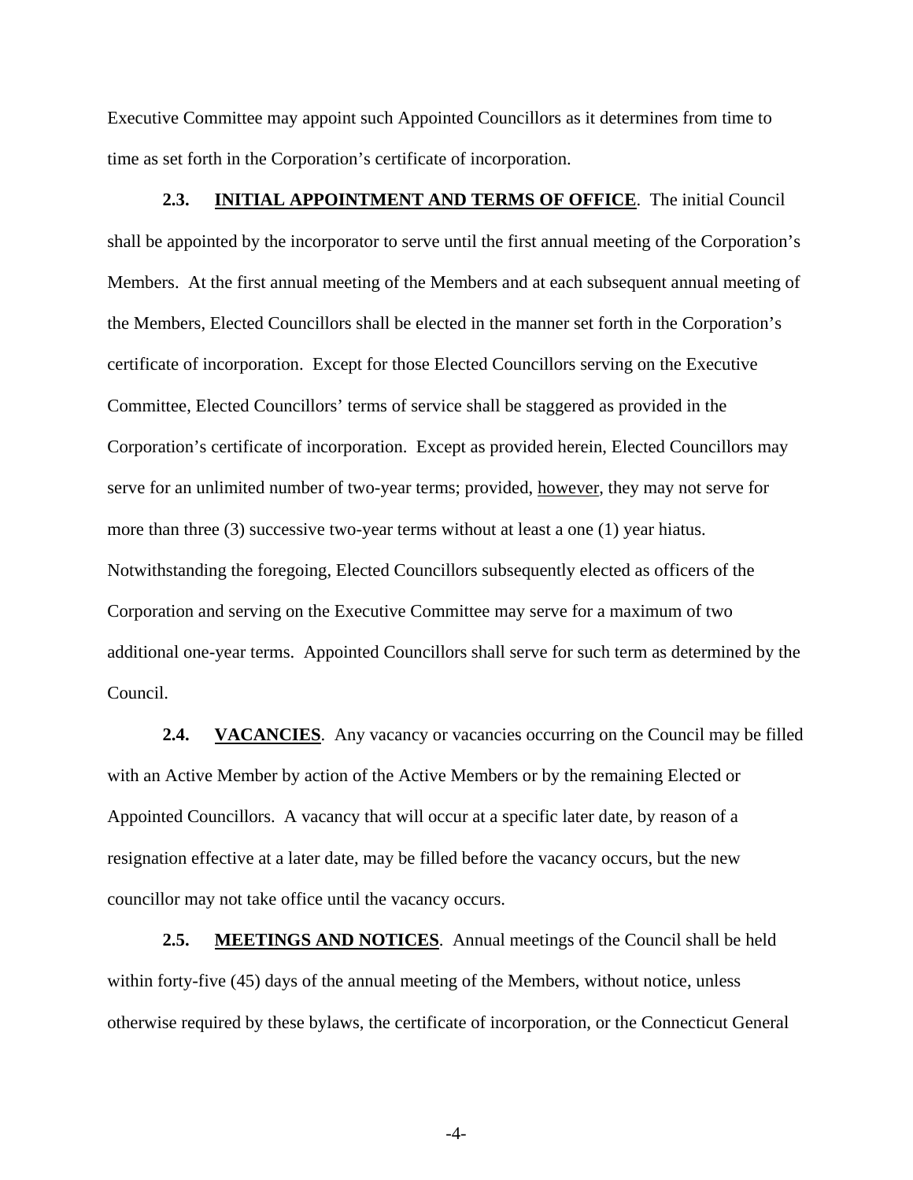Executive Committee may appoint such Appointed Councillors as it determines from time to time as set forth in the Corporation's certificate of incorporation.

**2.3. INITIAL APPOINTMENT AND TERMS OF OFFICE**. The initial Council shall be appointed by the incorporator to serve until the first annual meeting of the Corporation's Members. At the first annual meeting of the Members and at each subsequent annual meeting of the Members, Elected Councillors shall be elected in the manner set forth in the Corporation's certificate of incorporation. Except for those Elected Councillors serving on the Executive Committee, Elected Councillors' terms of service shall be staggered as provided in the Corporation's certificate of incorporation. Except as provided herein, Elected Councillors may serve for an unlimited number of two-year terms; provided, however, they may not serve for more than three (3) successive two-year terms without at least a one (1) year hiatus. Notwithstanding the foregoing, Elected Councillors subsequently elected as officers of the Corporation and serving on the Executive Committee may serve for a maximum of two additional one-year terms. Appointed Councillors shall serve for such term as determined by the Council.

**2.4. VACANCIES**. Any vacancy or vacancies occurring on the Council may be filled with an Active Member by action of the Active Members or by the remaining Elected or Appointed Councillors. A vacancy that will occur at a specific later date, by reason of a resignation effective at a later date, may be filled before the vacancy occurs, but the new councillor may not take office until the vacancy occurs.

**2.5. MEETINGS AND NOTICES**. Annual meetings of the Council shall be held within forty-five (45) days of the annual meeting of the Members, without notice, unless otherwise required by these bylaws, the certificate of incorporation, or the Connecticut General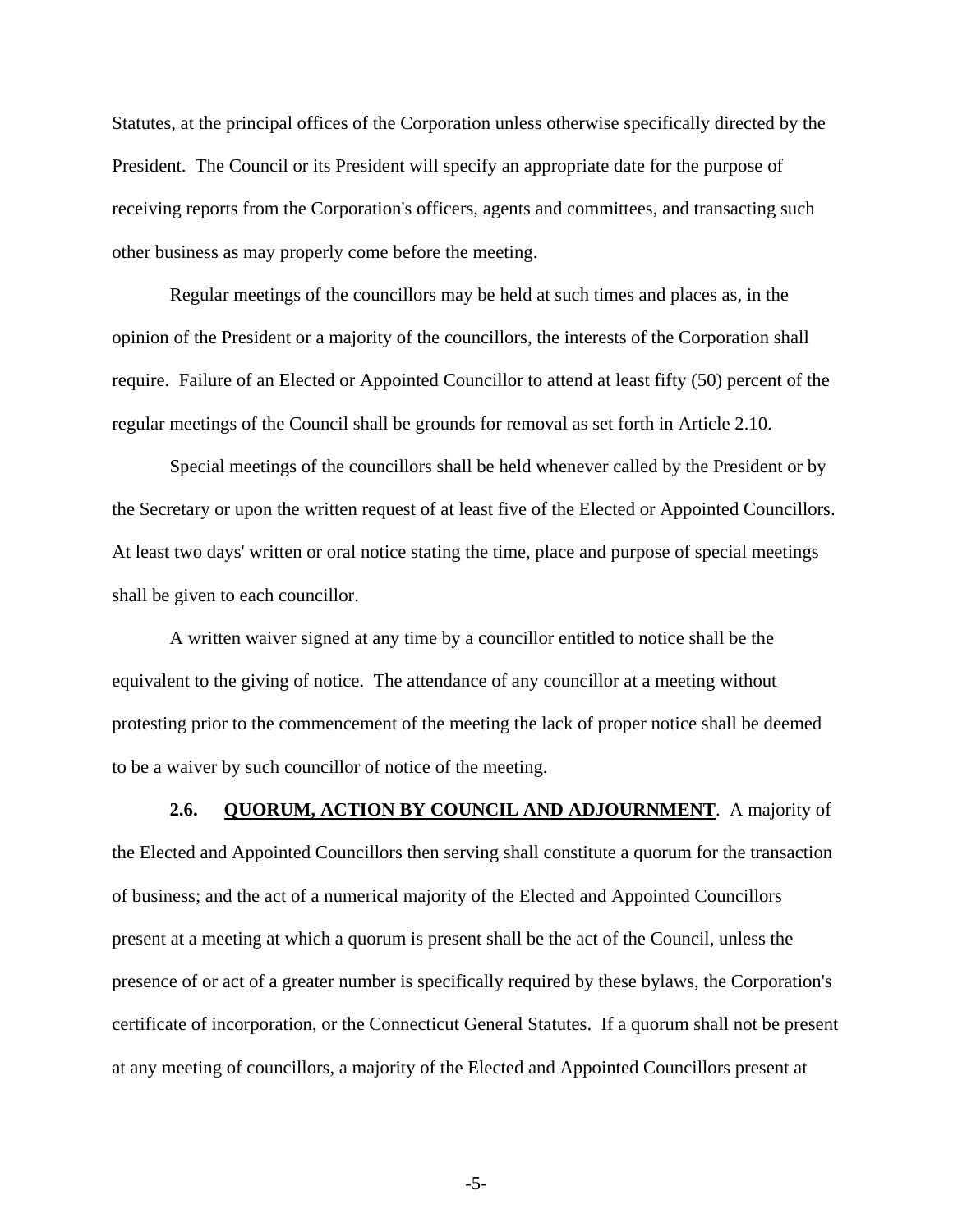Statutes, at the principal offices of the Corporation unless otherwise specifically directed by the President. The Council or its President will specify an appropriate date for the purpose of receiving reports from the Corporation's officers, agents and committees, and transacting such other business as may properly come before the meeting.

Regular meetings of the councillors may be held at such times and places as, in the opinion of the President or a majority of the councillors, the interests of the Corporation shall require. Failure of an Elected or Appointed Councillor to attend at least fifty (50) percent of the regular meetings of the Council shall be grounds for removal as set forth in Article 2.10.

Special meetings of the councillors shall be held whenever called by the President or by the Secretary or upon the written request of at least five of the Elected or Appointed Councillors. At least two days' written or oral notice stating the time, place and purpose of special meetings shall be given to each councillor.

A written waiver signed at any time by a councillor entitled to notice shall be the equivalent to the giving of notice. The attendance of any councillor at a meeting without protesting prior to the commencement of the meeting the lack of proper notice shall be deemed to be a waiver by such councillor of notice of the meeting.

**2.6. QUORUM, ACTION BY COUNCIL AND ADJOURNMENT**. A majority of the Elected and Appointed Councillors then serving shall constitute a quorum for the transaction of business; and the act of a numerical majority of the Elected and Appointed Councillors present at a meeting at which a quorum is present shall be the act of the Council, unless the presence of or act of a greater number is specifically required by these bylaws, the Corporation's certificate of incorporation, or the Connecticut General Statutes. If a quorum shall not be present at any meeting of councillors, a majority of the Elected and Appointed Councillors present at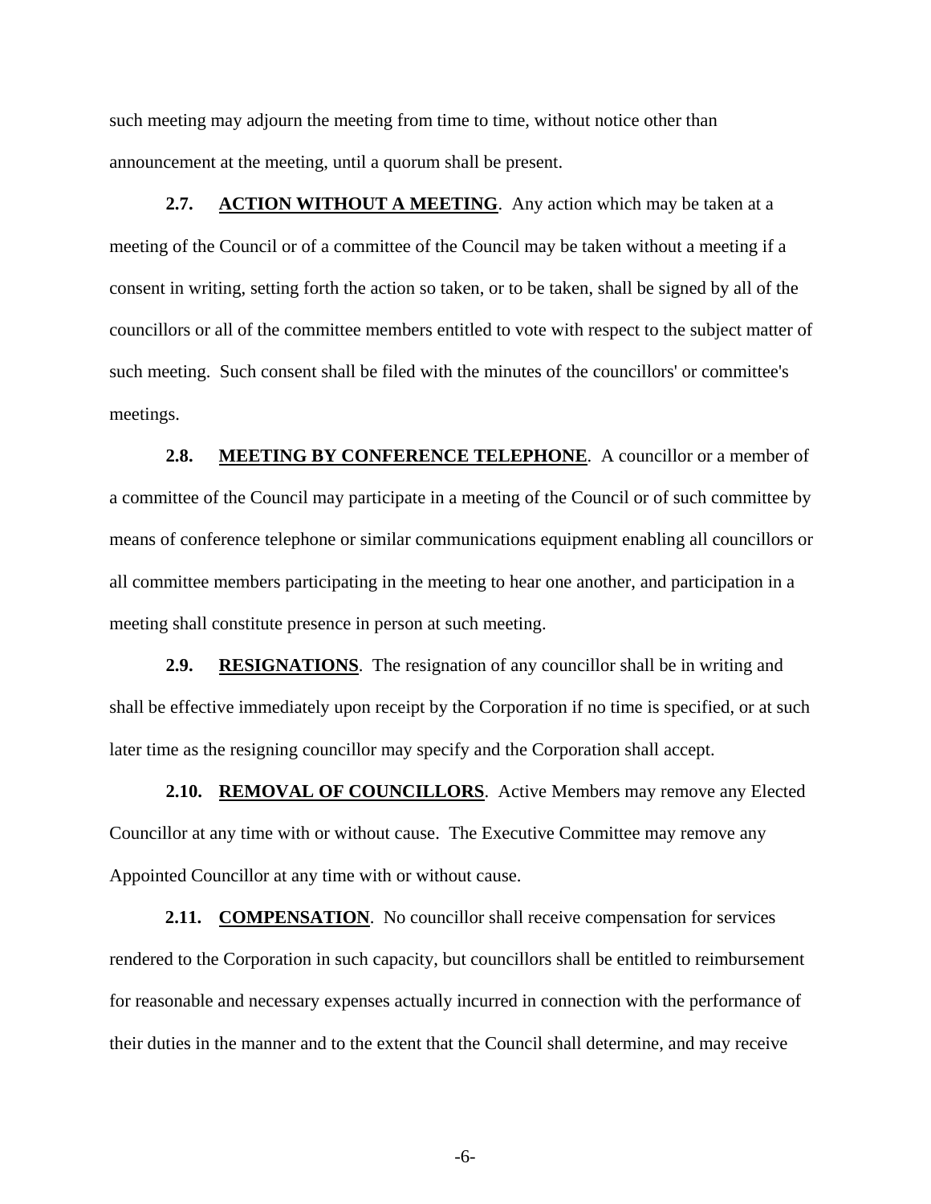such meeting may adjourn the meeting from time to time, without notice other than announcement at the meeting, until a quorum shall be present.

**2.7. <u>ACTION WITHOUT A MEETING</u>**. Any action which may be taken at a meeting of the Council or of a committee of the Council may be taken without a meeting if a consent in writing, setting forth the action so taken, or to be taken, shall be signed by all of the councillors or all of the committee members entitled to vote with respect to the subject matter of such meeting. Such consent shall be filed with the minutes of the councillors' or committee's meetings.

**2.8. <u>MEETING BY CONFERENCE TELEPHONE</u>**. A councillor or a member of a committee of the Council may participate in a meeting of the Council or of such committee by means of conference telephone or similar communications equipment enabling all councillors or all committee members participating in the meeting to hear one another, and participation in a meeting shall constitute presence in person at such meeting.

**2.9. <u>RESIGNATIONS</u>**. The resignation of any councillor shall be in writing and shall be effective immediately upon receipt by the Corporation if no time is specified, or at such later time as the resigning councillor may specify and the Corporation shall accept.

**2.10. <u>REMOVAL OF COUNCILLORS</u>**. Active Members may remove any Elected Councillor at any time with or without cause. The Executive Committee may remove any Appointed Councillor at any time with or without cause.

**2.11. <u>COMPENSATION</u>**. No councillor shall receive compensation for services rendered to the Corporation in such capacity, but councillors shall be entitled to reimbursement for reasonable and necessary expenses actually incurred in connection with the performance of their duties in the manner and to the extent that the Council shall determine, and may receive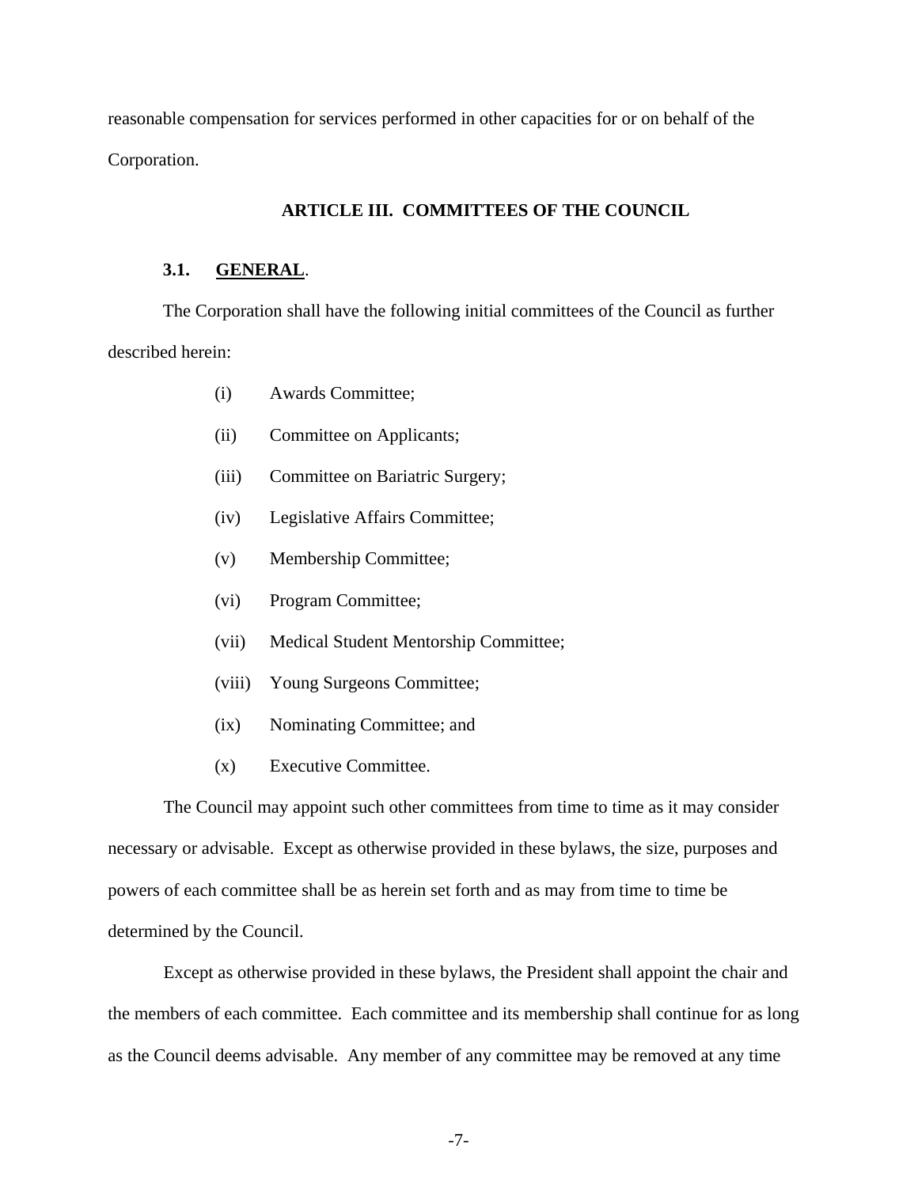reasonable compensation for services performed in other capacities for or on behalf of the Corporation.

## ARTICLE III. COMMITTEES OF THE COUNCIL

### 3.1. GENERAL.

The Corporation shall have the following initial committees of the Council as further described herein:

- (i) Awards Committee;
- (ii) Committee on Applicants;
- (iii) Committee on Bariatric Surgery;
- (iv) Legislative Affairs Committee;
- (v) Membership Committee;
- (vi) Program Committee;
- (vii) Medical Student Mentorship Committee;
- (viii) Young Surgeons Committee;
- (ix) Nominating Committee; and
- (x) Executive Committee.

The Council may appoint such other committees from time to time as it may consider necessary or advisable. Except as otherwise provided in these bylaws, the size, purposes and powers of each committee shall be as herein set forth and as may from time to time be determined by the Council.

Except as otherwise provided in these bylaws, the President shall appoint the chair and the members of each committee. Each committee and its membership shall continue for as long as the Council deems advisable. Any member of any committee may be removed at any time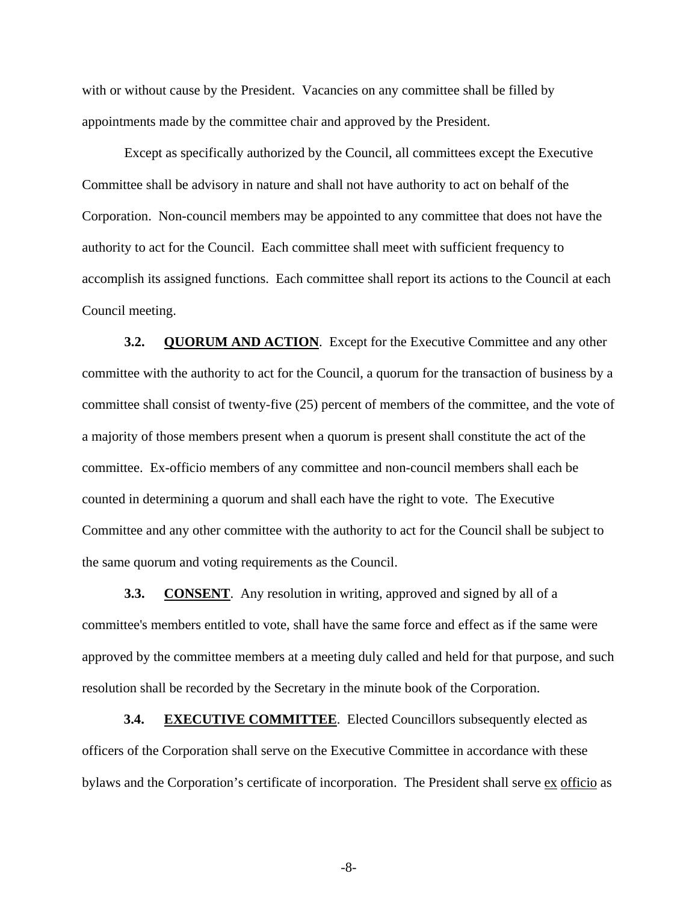with or without cause by the President. Vacancies on any committee shall be filled by appointments made by the committee chair and approved by the President.

Except as specifically authorized by the Council, all committees except the Executive Committee shall be advisory in nature and shall not have authority to act on behalf of the Corporation. Non-council members may be appointed to any committee that does not have the authority to act for the Council. Each committee shall meet with sufficient frequency to accomplish its assigned functions. Each committee shall report its actions to the Council at each Council meeting.

**3.2. QUORUM AND ACTION**. Except for the Executive Committee and any other committee with the authority to act for the Council, a quorum for the transaction of business by a committee shall consist of twenty-five (25) percent of members of the committee, and the vote of a majority of those members present when a quorum is present shall constitute the act of the committee. Ex-officio members of any committee and non-council members shall each be counted in determining a quorum and shall each have the right to vote. The Executive Committee and any other committee with the authority to act for the Council shall be subject to the same quorum and voting requirements as the Council.

**3.3. CONSENT**. Any resolution in writing, approved and signed by all of a committee's members entitled to vote, shall have the same force and effect as if the same were approved by the committee members at a meeting duly called and held for that purpose, and such resolution shall be recorded by the Secretary in the minute book of the Corporation.

**3.4. EXECUTIVE COMMITTEE**. Elected Councillors subsequently elected as officers of the Corporation shall serve on the Executive Committee in accordance with these bylaws and the Corporation's certificate of incorporation. The President shall serve ex officio as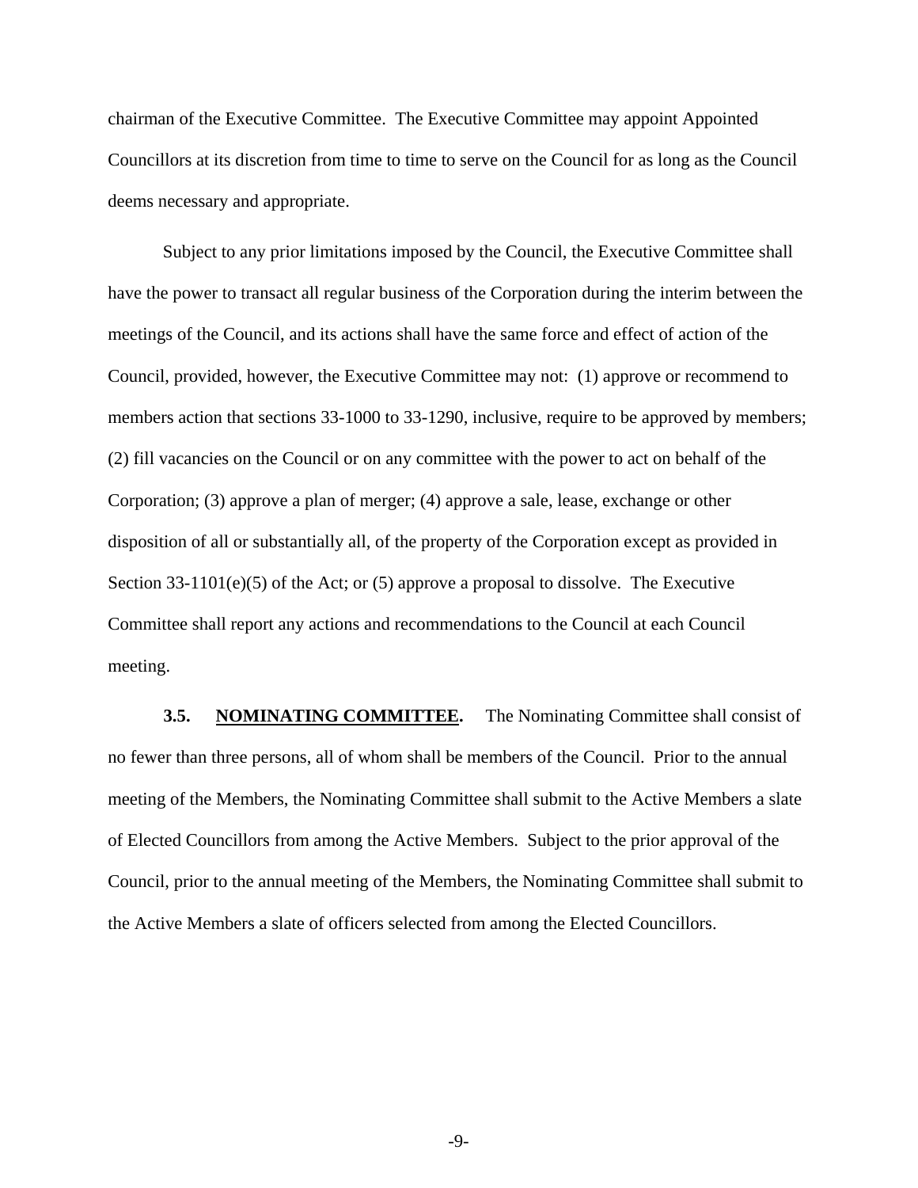chairman of the Executive Committee. The Executive Committee may appoint Appointed Councillors at its discretion from time to time to serve on the Council for as long as the Council deems necessary and appropriate.

Subject to any prior limitations imposed by the Council, the Executive Committee shall have the power to transact all regular business of the Corporation during the interim between the meetings of the Council, and its actions shall have the same force and effect of action of the Council, provided, however, the Executive Committee may not: (1) approve or recommend to members action that sections 33-1000 to 33-1290, inclusive, require to be approved by members; (2) fill vacancies on the Council or on any committee with the power to act on behalf of the Corporation; (3) approve a plan of merger; (4) approve a sale, lease, exchange or other disposition of all or substantially all, of the property of the Corporation except as provided in Section 33-1101(e)(5) of the Act; or (5) approve a proposal to dissolve. The Executive Committee shall report any actions and recommendations to the Council at each Council meeting.

**3.5. <u>NOMINATING COMMITTEE</u>.** The Nominating Committee shall consist of no fewer than three persons, all of whom shall be members of the Council. Prior to the annual meeting of the Members, the Nominating Committee shall submit to the Active Members a slate of Elected Councillors from among the Active Members. Subject to the prior approval of the Council, prior to the annual meeting of the Members, the Nominating Committee shall submit to the Active Members a slate of officers selected from among the Elected Councillors.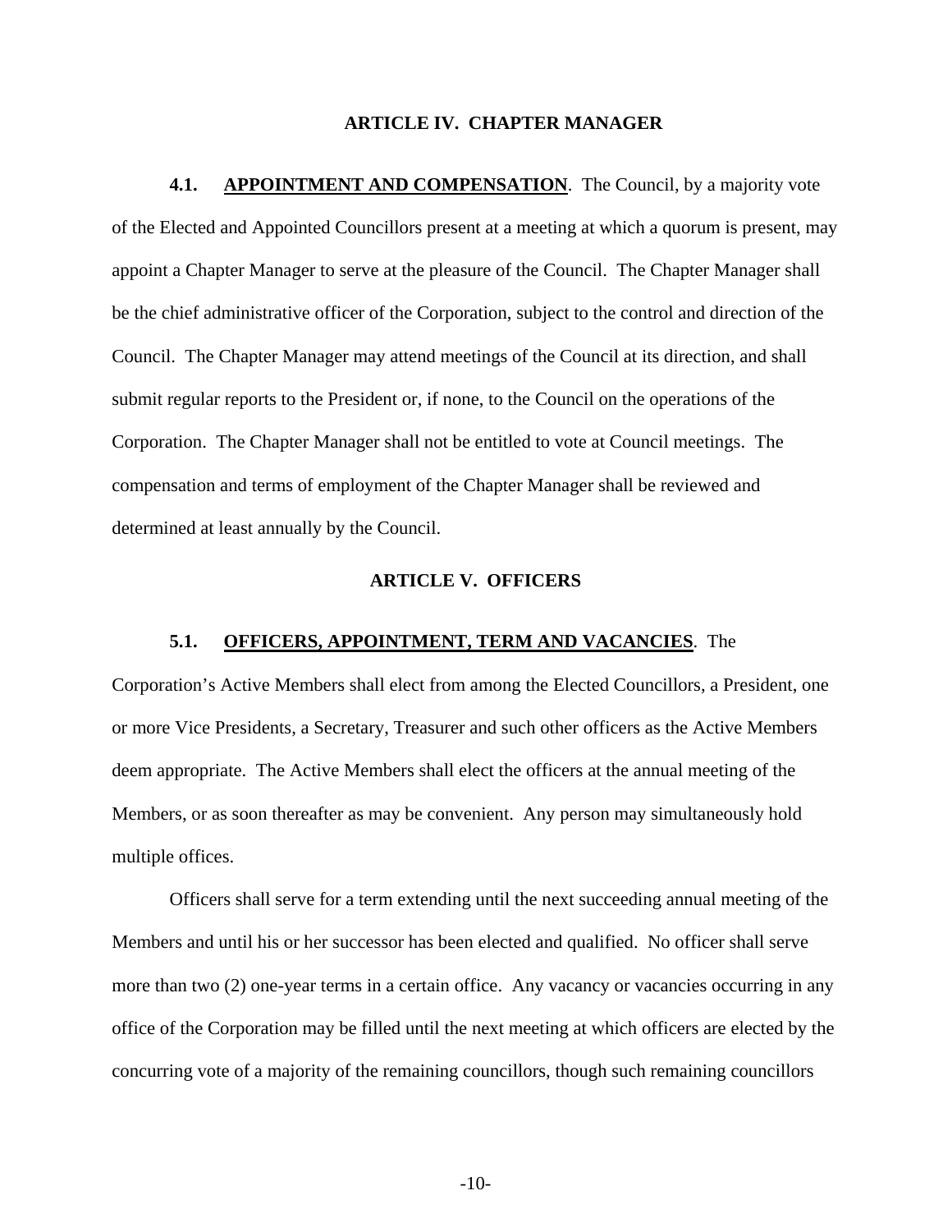## ARTICLE IV. CHAPTER MANAGER

**4.1. <u>APPOINTMENT AND COMPENSATION</u>**. The Council, by a majority vote of the Elected and Appointed Councillors present at a meeting at which a quorum is present, may appoint a Chapter Manager to serve at the pleasure of the Council. The Chapter Manager shall be the chief administrative officer of the Corporation, subject to the control and direction of the Council. The Chapter Manager may attend meetings of the Council at its direction, and shall submit regular reports to the President or, if none, to the Council on the operations of the Corporation. The Chapter Manager shall not be entitled to vote at Council meetings. The compensation and terms of employment of the Chapter Manager shall be reviewed and determined at least annually by the Council.

## ARTICLE V. OFFICERS

**5.1. <u>OFFICERS, APPOINTMENT, TERM AND VACANCIES</u>**. The Corporation's Active Members shall elect from among the Elected Councillors, a President, one or more Vice Presidents, a Secretary, Treasurer and such other officers as the Active Members deem appropriate. The Active Members shall elect the officers at the annual meeting of the Members, or as soon thereafter as may be convenient. Any person may simultaneously hold multiple offices.

Officers shall serve for a term extending until the next succeeding annual meeting of the Members and until his or her successor has been elected and qualified. No officer shall serve more than two (2) one-year terms in a certain office. Any vacancy or vacancies occurring in any office of the Corporation may be filled until the next meeting at which officers are elected by the concurring vote of a majority of the remaining councillors, though such remaining councillors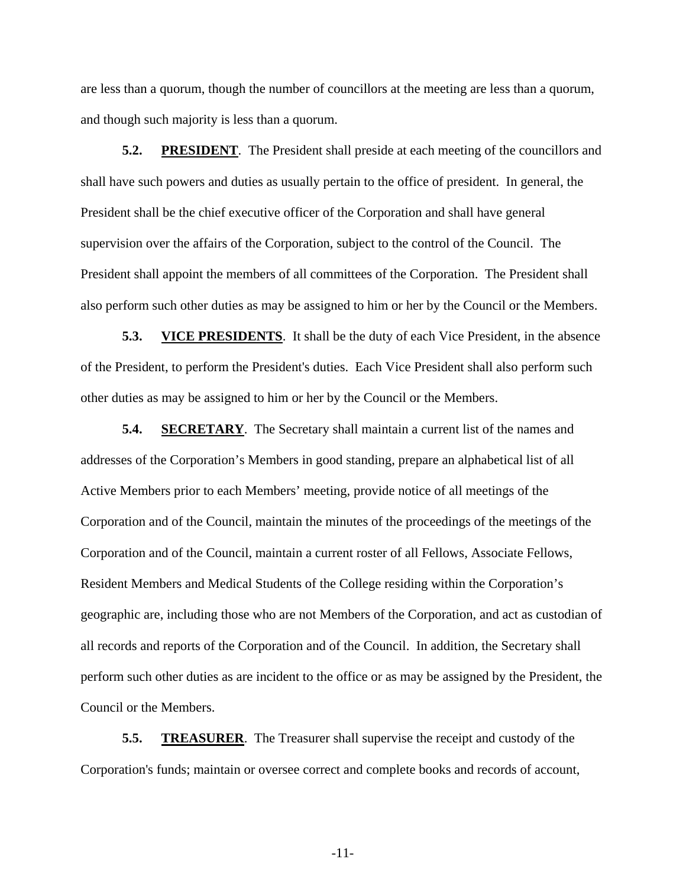are less than a quorum, though the number of councillors at the meeting are less than a quorum, and though such majority is less than a quorum.

**5.2. PRESIDENT**. The President shall preside at each meeting of the councillors and shall have such powers and duties as usually pertain to the office of president. In general, the President shall be the chief executive officer of the Corporation and shall have general supervision over the affairs of the Corporation, subject to the control of the Council. The President shall appoint the members of all committees of the Corporation. The President shall also perform such other duties as may be assigned to him or her by the Council or the Members.

**5.3. VICE PRESIDENTS**. It shall be the duty of each Vice President, in the absence of the President, to perform the President's duties. Each Vice President shall also perform such other duties as may be assigned to him or her by the Council or the Members.

**5.4. SECRETARY**. The Secretary shall maintain a current list of the names and addresses of the Corporation's Members in good standing, prepare an alphabetical list of all Active Members prior to each Members' meeting, provide notice of all meetings of the Corporation and of the Council, maintain the minutes of the proceedings of the meetings of the Corporation and of the Council, maintain a current roster of all Fellows, Associate Fellows, Resident Members and Medical Students of the College residing within the Corporation's geographic are, including those who are not Members of the Corporation, and act as custodian of all records and reports of the Corporation and of the Council. In addition, the Secretary shall perform such other duties as are incident to the office or as may be assigned by the President, the Council or the Members.

**5.5. TREASURER**. The Treasurer shall supervise the receipt and custody of the Corporation's funds; maintain or oversee correct and complete books and records of account,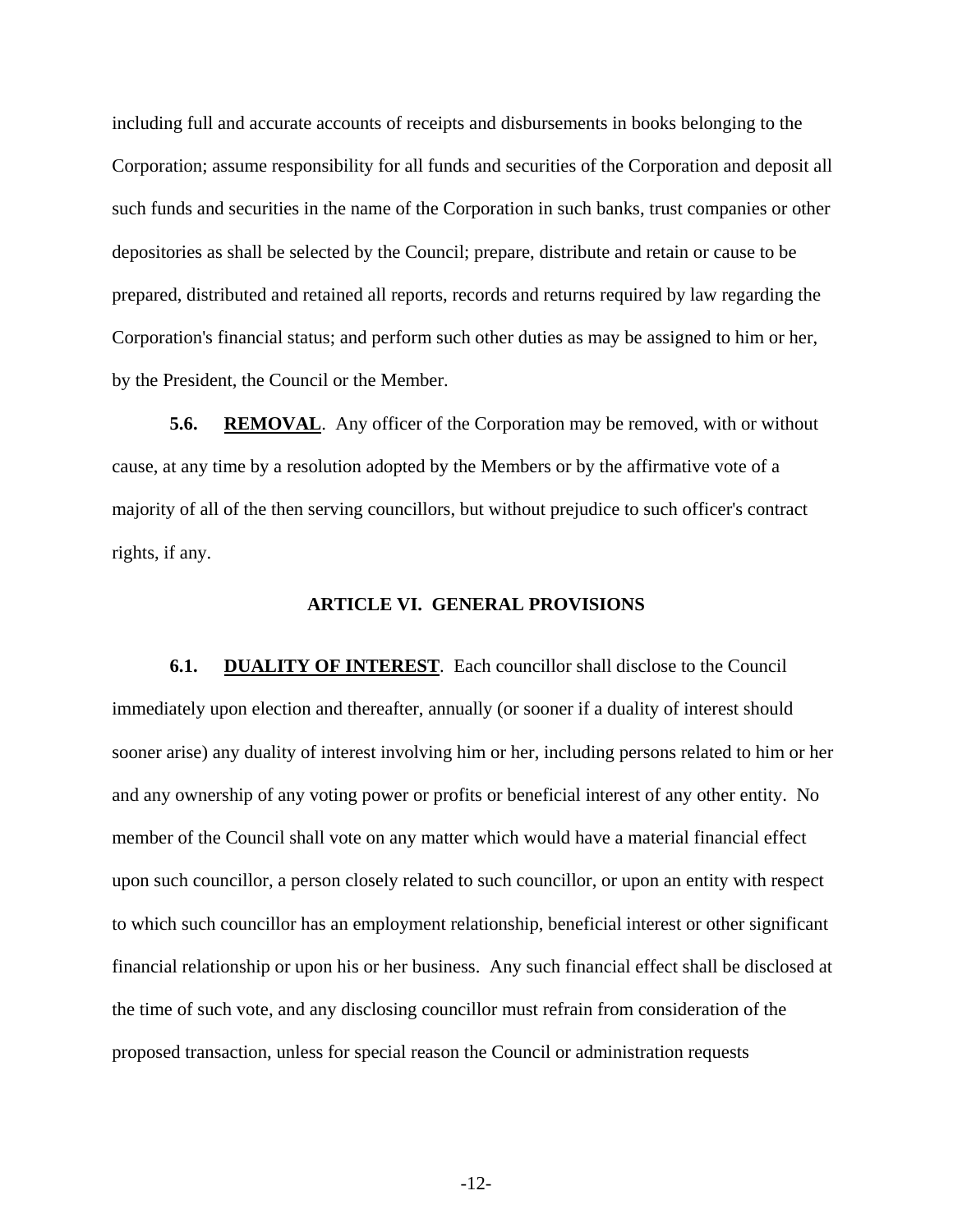including full and accurate accounts of receipts and disbursements in books belonging to the Corporation; assume responsibility for all funds and securities of the Corporation and deposit all such funds and securities in the name of the Corporation in such banks, trust companies or other depositories as shall be selected by the Council; prepare, distribute and retain or cause to be prepared, distributed and retained all reports, records and returns required by law regarding the Corporation's financial status; and perform such other duties as may be assigned to him or her, by the President, the Council or the Member.

**5.6. REMOVAL**. Any officer of the Corporation may be removed, with or without cause, at any time by a resolution adopted by the Members or by the affirmative vote of a majority of all of the then serving councillors, but without prejudice to such officer's contract rights, if any.

## ARTICLE VI. GENERAL PROVISIONS

**6.1. DUALITY OF INTEREST**. Each councillor shall disclose to the Council immediately upon election and thereafter, annually (or sooner if a duality of interest should sooner arise) any duality of interest involving him or her, including persons related to him or her and any ownership of any voting power or profits or beneficial interest of any other entity. No member of the Council shall vote on any matter which would have a material financial effect upon such councillor, a person closely related to such councillor, or upon an entity with respect to which such councillor has an employment relationship, beneficial interest or other significant financial relationship or upon his or her business. Any such financial effect shall be disclosed at the time of such vote, and any disclosing councillor must refrain from consideration of the proposed transaction, unless for special reason the Council or administration requests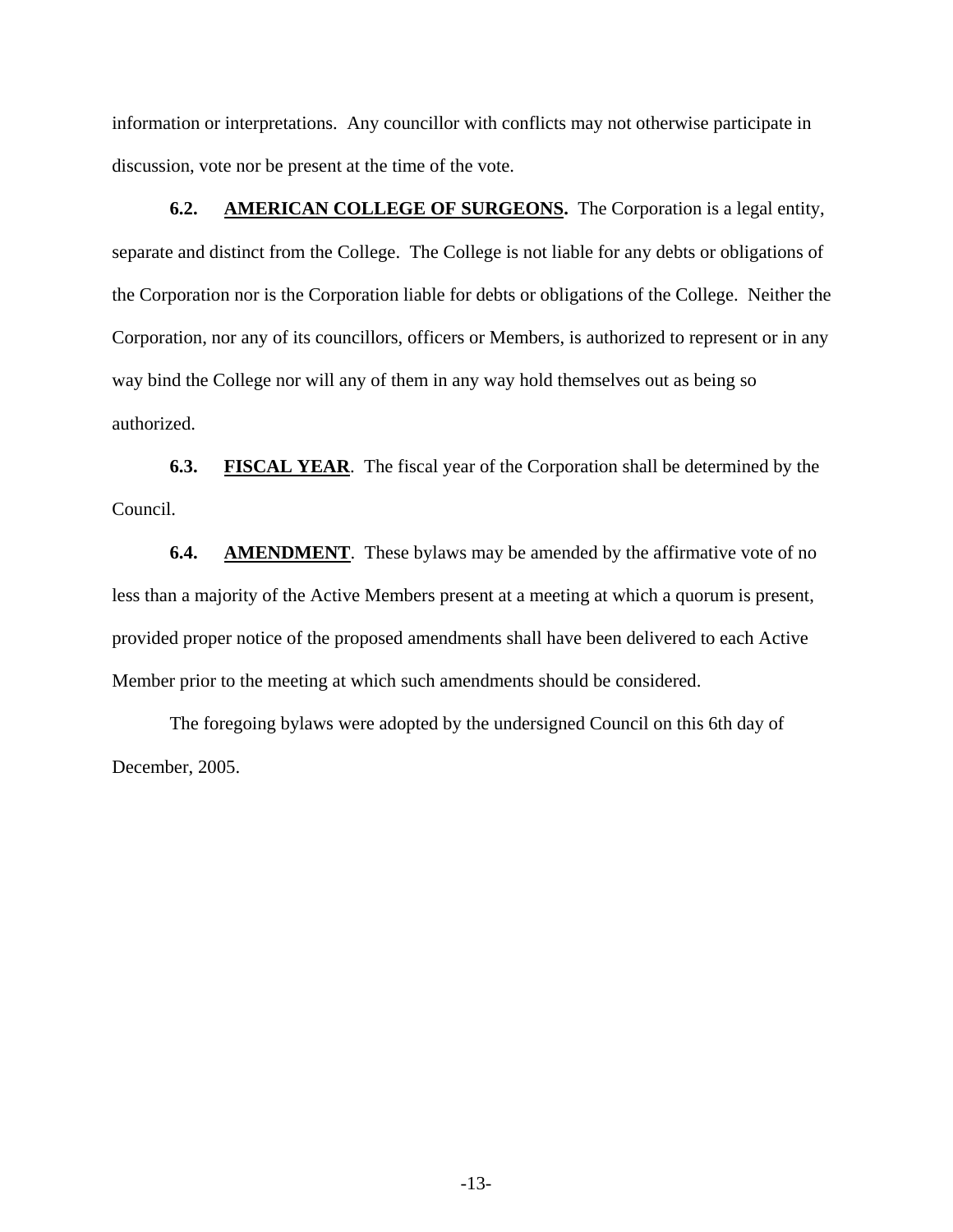information or interpretations. Any councillor with conflicts may not otherwise participate in discussion, vote nor be present at the time of the vote.

**6.2. <u>AMERICAN COLLEGE OF SURGEONS</u>.** The Corporation is a legal entity, separate and distinct from the College. The College is not liable for any debts or obligations of the Corporation nor is the Corporation liable for debts or obligations of the College. Neither the Corporation, nor any of its councillors, officers or Members, is authorized to represent or in any way bind the College nor will any of them in any way hold themselves out as being so authorized.

**6.3. <u>FISCAL YEAR</u>**. The fiscal year of the Corporation shall be determined by the Council.

**6.4. <u>AMENDMENT</u>**. These bylaws may be amended by the affirmative vote of no less than a majority of the Active Members present at a meeting at which a quorum is present, provided proper notice of the proposed amendments shall have been delivered to each Active Member prior to the meeting at which such amendments should be considered.

The foregoing bylaws were adopted by the undersigned Council on this 6th day of December, 2005.